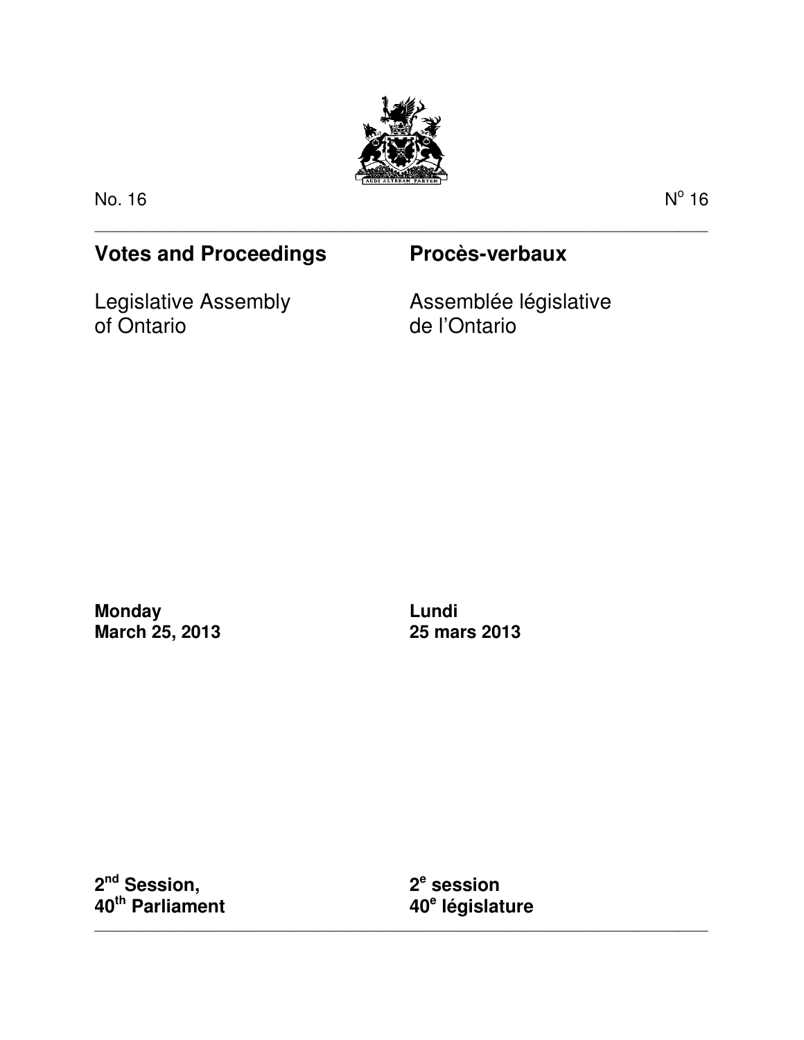No. 16

Nº 16

# Votes and Proceedings

Legislative Assembly
of Ontario

# Procès-verbaux

Assemblée législative
de l'Ontario

**Monday**
**March 25, 2013**

**Lundi**
**25 mars 2013**

**2nd Session,**
**40th Parliament**

**2e session**
**40e législature**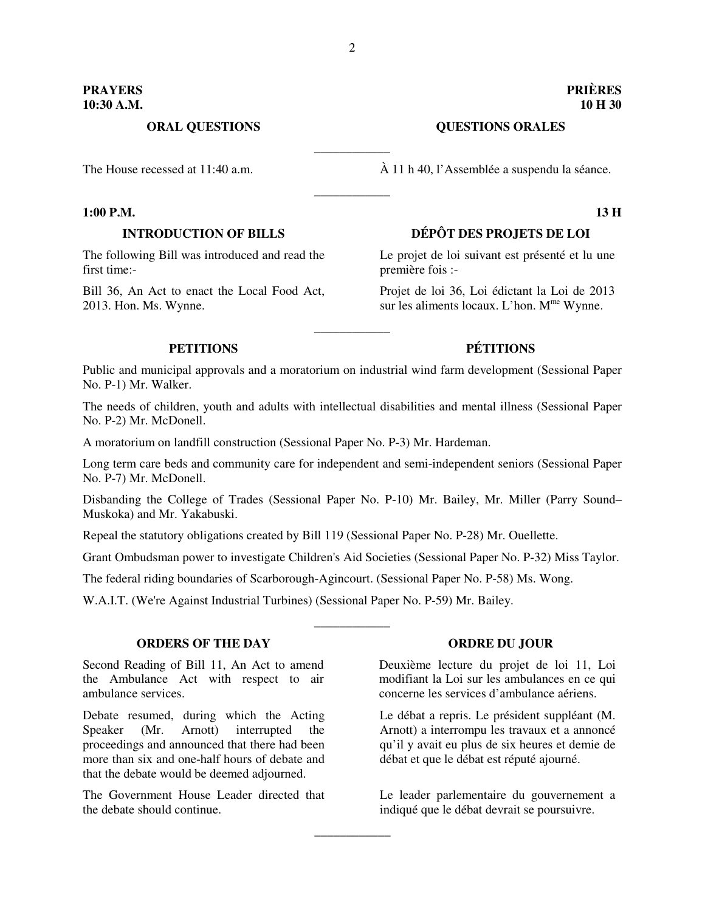**PRAYERS**
**10:30 A.M.**

**PRIÈRES**
**10 H 30**

**ORAL QUESTIONS**

**QUESTIONS ORALES**

---

The House recessed at 11:40 a.m.

À 11 h 40, l'Assemblée a suspendu la séance.

---

**1:00 P.M.**

**13 H**

**INTRODUCTION OF BILLS**

The following Bill was introduced and read the first time:-

Bill 36, An Act to enact the Local Food Act, 2013. Hon. Ms. Wynne.

**DÉPÔT DES PROJETS DE LOI**

Le projet de loi suivant est présenté et lu une première fois :-

Projet de loi 36, Loi édictant la Loi de 2013 sur les aliments locaux. L'hon. M[me] Wynne.

---

**PETITIONS**

**PÉTITIONS**

Public and municipal approvals and a moratorium on industrial wind farm development (Sessional Paper No. P-1) Mr. Walker.

The needs of children, youth and adults with intellectual disabilities and mental illness (Sessional Paper No. P-2) Mr. McDonell.

A moratorium on landfill construction (Sessional Paper No. P-3) Mr. Hardeman.

Long term care beds and community care for independent and semi-independent seniors (Sessional Paper No. P-7) Mr. McDonell.

Disbanding the College of Trades (Sessional Paper No. P-10) Mr. Bailey, Mr. Miller (Parry Sound–Muskoka) and Mr. Yakabuski.

Repeal the statutory obligations created by Bill 119 (Sessional Paper No. P-28) Mr. Ouellette.

Grant Ombudsman power to investigate Children's Aid Societies (Sessional Paper No. P-32) Miss Taylor.

The federal riding boundaries of Scarborough-Agincourt. (Sessional Paper No. P-58) Ms. Wong.

W.A.I.T. (We're Against Industrial Turbines) (Sessional Paper No. P-59) Mr. Bailey.

---

**ORDERS OF THE DAY**

Second Reading of Bill 11, An Act to amend the Ambulance Act with respect to air ambulance services.

Debate resumed, during which the Acting Speaker (Mr. Arnott) interrupted the proceedings and announced that there had been more than six and one-half hours of debate and that the debate would be deemed adjourned.

The Government House Leader directed that the debate should continue.

**ORDRE DU JOUR**

Deuxième lecture du projet de loi 11, Loi modifiant la Loi sur les ambulances en ce qui concerne les services d'ambulance aériens.

Le débat a repris. Le président suppléant (M. Arnott) a interrompu les travaux et a annoncé qu'il y avait eu plus de six heures et demie de débat et que le débat est réputé ajourné.

Le leader parlementaire du gouvernement a indiqué que le débat devrait se poursuivre.

---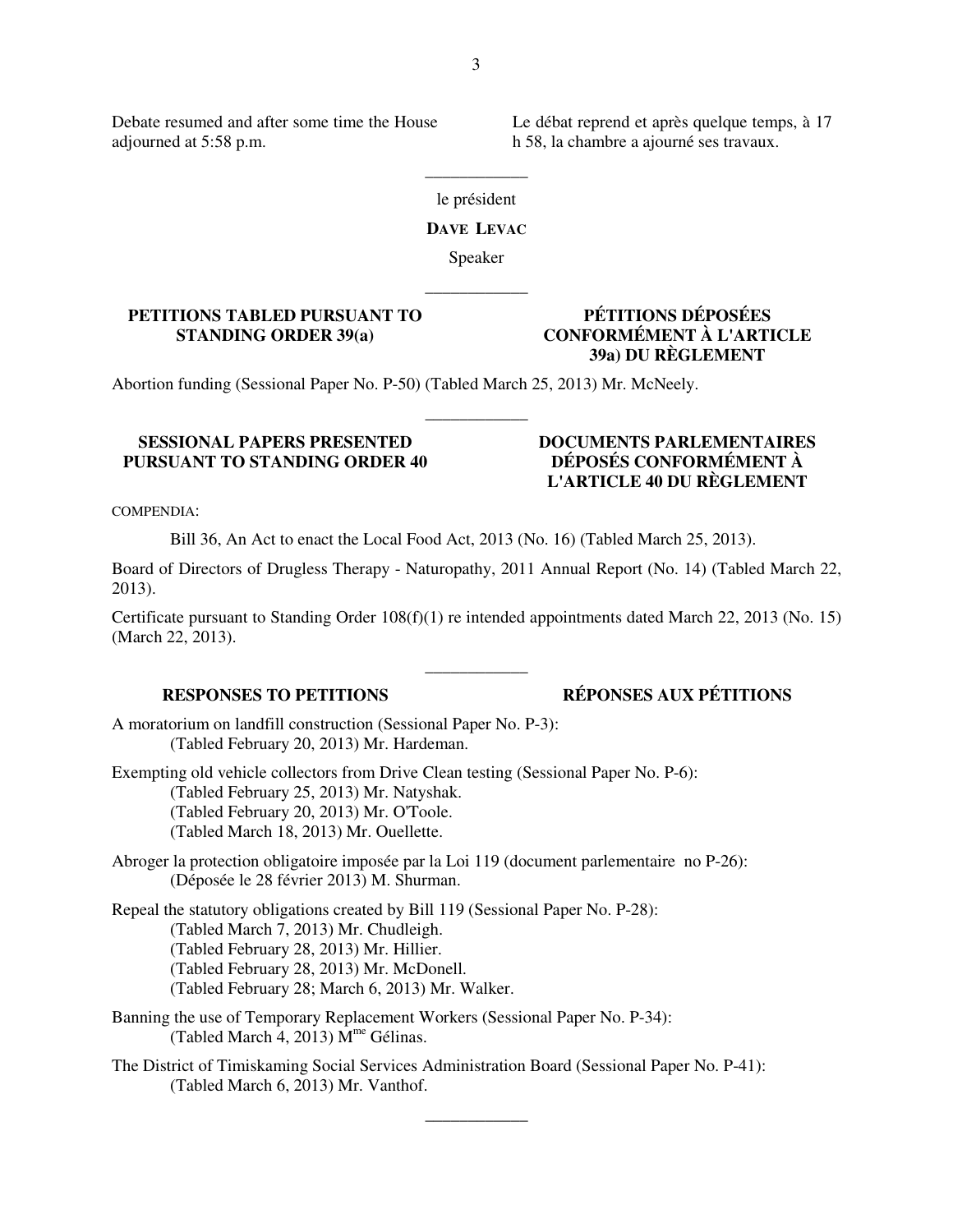Debate resumed and after some time the House adjourned at 5:58 p.m.

Le débat reprend et après quelque temps, à 17 h 58, la chambre a ajourné ses travaux.

---

le président

**DAVE LEVAC**

Speaker

---

## PETITIONS TABLED PURSUANT TO STANDING ORDER 39(a)

## PÉTITIONS DÉPOSÉES CONFORMÉMENT À L'ARTICLE 39a) DU RÈGLEMENT

Abortion funding (Sessional Paper No. P-50) (Tabled March 25, 2013) Mr. McNeely.

---

## SESSIONAL PAPERS PRESENTED PURSUANT TO STANDING ORDER 40

## DOCUMENTS PARLEMENTAIRES DÉPOSÉS CONFORMÉMENT À L'ARTICLE 40 DU RÈGLEMENT

COMPENDIA:

Bill 36, An Act to enact the Local Food Act, 2013 (No. 16) (Tabled March 25, 2013).

Board of Directors of Drugless Therapy - Naturopathy, 2011 Annual Report (No. 14) (Tabled March 22, 2013).

Certificate pursuant to Standing Order 108(f)(1) re intended appointments dated March 22, 2013 (No. 15) (March 22, 2013).

---

## RESPONSES TO PETITIONS

## RÉPONSES AUX PÉTITIONS

A moratorium on landfill construction (Sessional Paper No. P-3):
(Tabled February 20, 2013) Mr. Hardeman.

Exempting old vehicle collectors from Drive Clean testing (Sessional Paper No. P-6):
(Tabled February 25, 2013) Mr. Natyshak.
(Tabled February 20, 2013) Mr. O'Toole.
(Tabled March 18, 2013) Mr. Ouellette.

Abroger la protection obligatoire imposée par la Loi 119 (document parlementaire no P-26):
(Déposée le 28 février 2013) M. Shurman.

Repeal the statutory obligations created by Bill 119 (Sessional Paper No. P-28):
(Tabled March 7, 2013) Mr. Chudleigh.
(Tabled February 28, 2013) Mr. Hillier.
(Tabled February 28, 2013) Mr. McDonell.
(Tabled February 28; March 6, 2013) Mr. Walker.

Banning the use of Temporary Replacement Workers (Sessional Paper No. P-34):
(Tabled March 4, 2013) Mme Gélinas.

The District of Timiskaming Social Services Administration Board (Sessional Paper No. P-41):
(Tabled March 6, 2013) Mr. Vanthof.

---